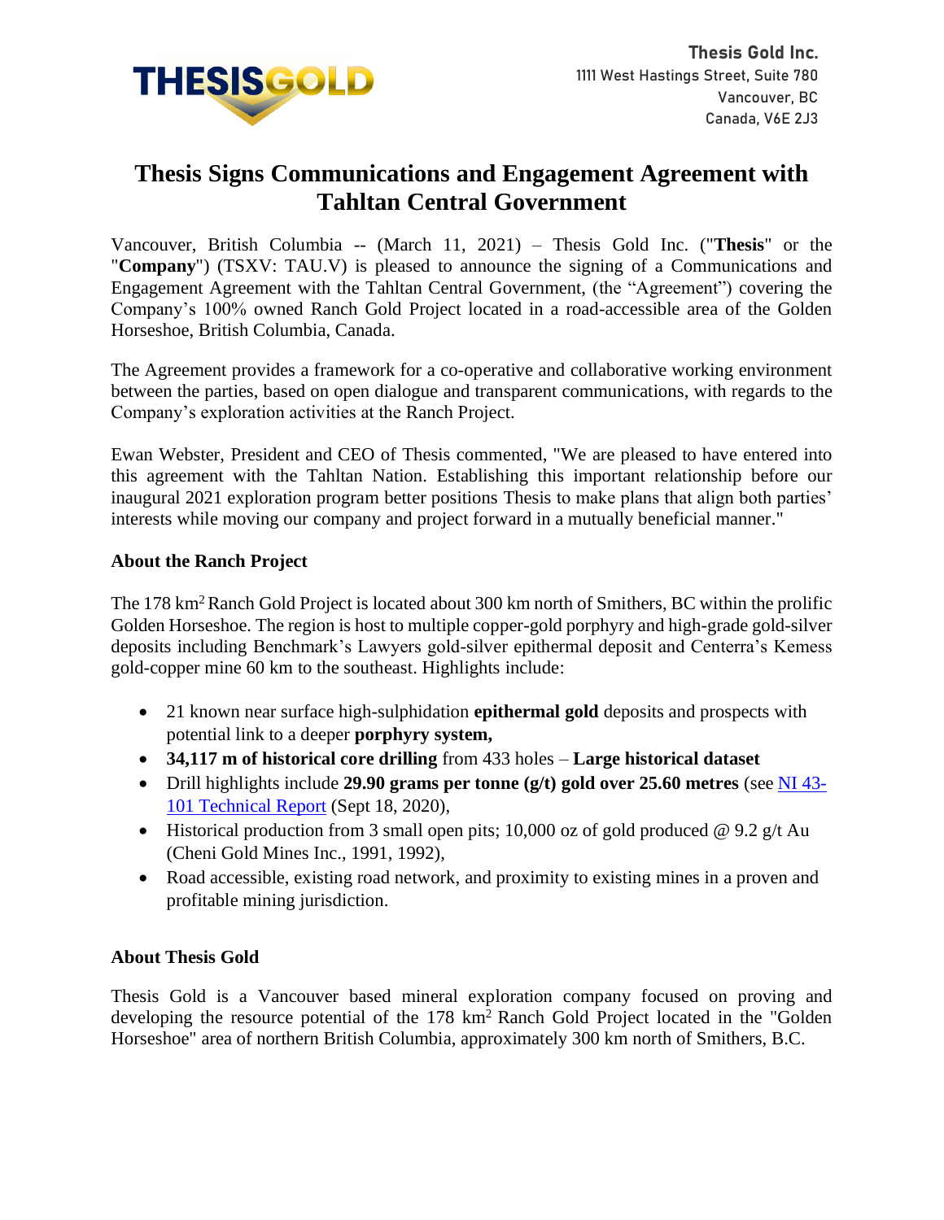Thesis Gold Inc.
1111 West Hastings Street, Suite 780
Vancouver, BC
Canada, V6E 2J3

# Thesis Signs Communications and Engagement Agreement with Tahltan Central Government

Vancouver, British Columbia -- (March 11, 2021) – Thesis Gold Inc. ("**Thesis**" or the "**Company**") (TSXV: TAU.V) is pleased to announce the signing of a Communications and Engagement Agreement with the Tahltan Central Government, (the "Agreement") covering the Company's 100% owned Ranch Gold Project located in a road-accessible area of the Golden Horseshoe, British Columbia, Canada.

The Agreement provides a framework for a co-operative and collaborative working environment between the parties, based on open dialogue and transparent communications, with regards to the Company's exploration activities at the Ranch Project.

Ewan Webster, President and CEO of Thesis commented, "We are pleased to have entered into this agreement with the Tahltan Nation. Establishing this important relationship before our inaugural 2021 exploration program better positions Thesis to make plans that align both parties' interests while moving our company and project forward in a mutually beneficial manner."

## About the Ranch Project

The 178 km$^2$ Ranch Gold Project is located about 300 km north of Smithers, BC within the prolific Golden Horseshoe. The region is host to multiple copper-gold porphyry and high-grade gold-silver deposits including Benchmark's Lawyers gold-silver epithermal deposit and Centerra's Kemess gold-copper mine 60 km to the southeast. Highlights include:

- 21 known near surface high-sulphidation **epithermal gold** deposits and prospects with potential link to a deeper **porphyry system,**
- **34,117 m of historical core drilling** from 433 holes – **Large historical dataset**
- Drill highlights include **29.90 grams per tonne (g/t) gold over 25.60 metres** (see NI 43-101 Technical Report (Sept 18, 2020),
- Historical production from 3 small open pits; 10,000 oz of gold produced @ 9.2 g/t Au (Cheni Gold Mines Inc., 1991, 1992),
- Road accessible, existing road network, and proximity to existing mines in a proven and profitable mining jurisdiction.

## About Thesis Gold

Thesis Gold is a Vancouver based mineral exploration company focused on proving and developing the resource potential of the 178 km$^2$ Ranch Gold Project located in the "Golden Horseshoe" area of northern British Columbia, approximately 300 km north of Smithers, B.C.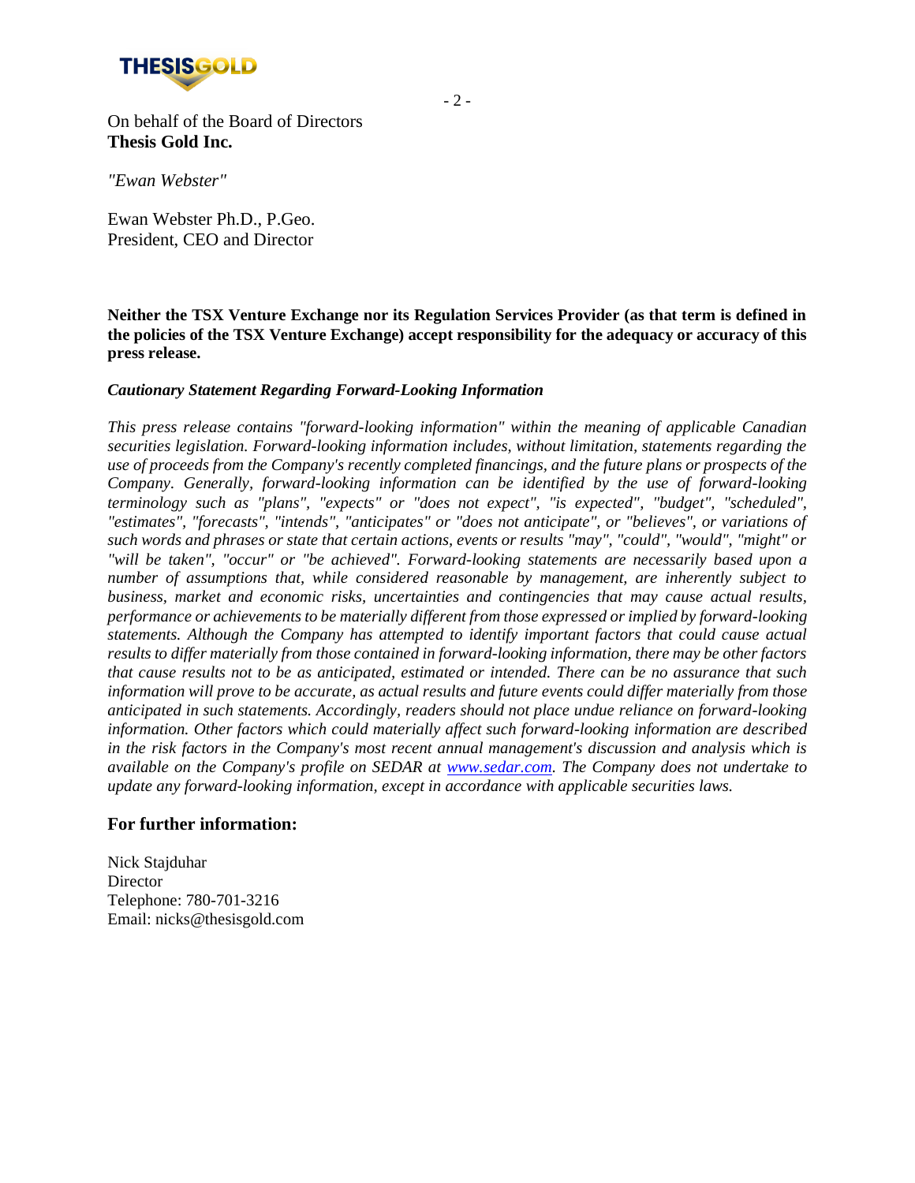On behalf of the Board of Directors
**Thesis Gold Inc.**

*"Ewan Webster"*

Ewan Webster Ph.D., P.Geo.
President, CEO and Director

**Neither the TSX Venture Exchange nor its Regulation Services Provider (as that term is defined in the policies of the TSX Venture Exchange) accept responsibility for the adequacy or accuracy of this press release.**

***Cautionary Statement Regarding Forward-Looking Information***

*This press release contains "forward-looking information" within the meaning of applicable Canadian securities legislation. Forward-looking information includes, without limitation, statements regarding the use of proceeds from the Company's recently completed financings, and the future plans or prospects of the Company. Generally, forward-looking information can be identified by the use of forward-looking terminology such as "plans", "expects" or "does not expect", "is expected", "budget", "scheduled", "estimates", "forecasts", "intends", "anticipates" or "does not anticipate", or "believes", or variations of such words and phrases or state that certain actions, events or results "may", "could", "would", "might" or "will be taken", "occur" or "be achieved". Forward-looking statements are necessarily based upon a number of assumptions that, while considered reasonable by management, are inherently subject to business, market and economic risks, uncertainties and contingencies that may cause actual results, performance or achievements to be materially different from those expressed or implied by forward-looking statements. Although the Company has attempted to identify important factors that could cause actual results to differ materially from those contained in forward-looking information, there may be other factors that cause results not to be as anticipated, estimated or intended. There can be no assurance that such information will prove to be accurate, as actual results and future events could differ materially from those anticipated in such statements. Accordingly, readers should not place undue reliance on forward-looking information. Other factors which could materially affect such forward-looking information are described in the risk factors in the Company's most recent annual management's discussion and analysis which is available on the Company's profile on SEDAR at [www.sedar.com](http://www.sedar.com). The Company does not undertake to update any forward-looking information, except in accordance with applicable securities laws.*

## For further information:

Nick Stajduhar
Director
Telephone: 780-701-3216
Email: nicks@thesisgold.com